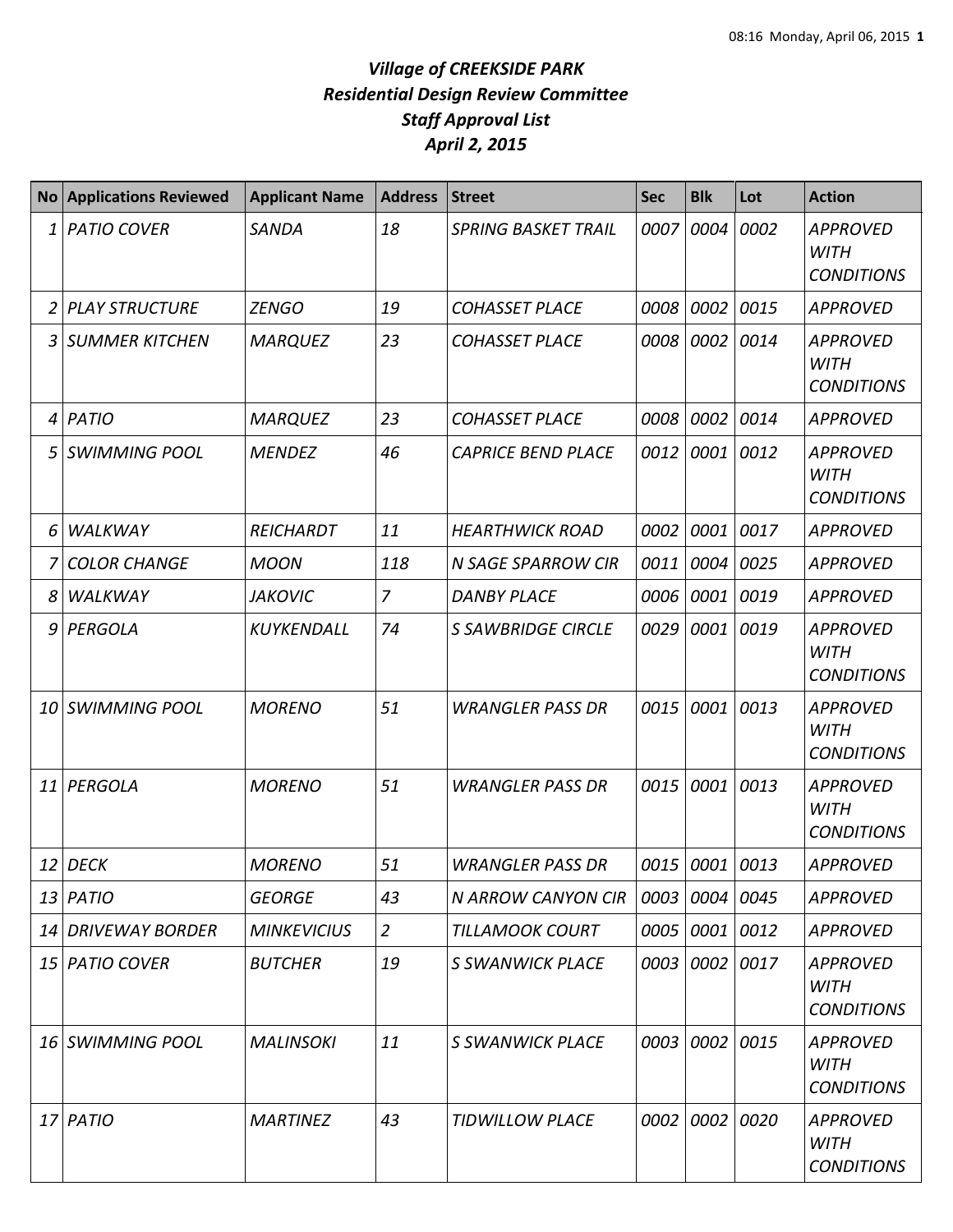# *Village of CREEKSIDE PARK*
## *Residential Design Review Committee*
## *Staff Approval List*
## *April 2, 2015*

| No | Applications Reviewed | Applicant Name | Address | Street | Sec | Blk | Lot | Action |
|---|---|---|---|---|---|---|---|---|
| 1 | PATIO COVER | SANDA | 18 | SPRING BASKET TRAIL | 0007 | 0004 | 0002 | APPROVED WITH CONDITIONS |
| 2 | PLAY STRUCTURE | ZENGO | 19 | COHASSET PLACE | 0008 | 0002 | 0015 | APPROVED |
| 3 | SUMMER KITCHEN | MARQUEZ | 23 | COHASSET PLACE | 0008 | 0002 | 0014 | APPROVED WITH CONDITIONS |
| 4 | PATIO | MARQUEZ | 23 | COHASSET PLACE | 0008 | 0002 | 0014 | APPROVED |
| 5 | SWIMMING POOL | MENDEZ | 46 | CAPRICE BEND PLACE | 0012 | 0001 | 0012 | APPROVED WITH CONDITIONS |
| 6 | WALKWAY | REICHARDT | 11 | HEARTHWICK ROAD | 0002 | 0001 | 0017 | APPROVED |
| 7 | COLOR CHANGE | MOON | 118 | N SAGE SPARROW CIR | 0011 | 0004 | 0025 | APPROVED |
| 8 | WALKWAY | JAKOVIC | 7 | DANBY PLACE | 0006 | 0001 | 0019 | APPROVED |
| 9 | PERGOLA | KUYKENDALL | 74 | S SAWBRIDGE CIRCLE | 0029 | 0001 | 0019 | APPROVED WITH CONDITIONS |
| 10 | SWIMMING POOL | MORENO | 51 | WRANGLER PASS DR | 0015 | 0001 | 0013 | APPROVED WITH CONDITIONS |
| 11 | PERGOLA | MORENO | 51 | WRANGLER PASS DR | 0015 | 0001 | 0013 | APPROVED WITH CONDITIONS |
| 12 | DECK | MORENO | 51 | WRANGLER PASS DR | 0015 | 0001 | 0013 | APPROVED |
| 13 | PATIO | GEORGE | 43 | N ARROW CANYON CIR | 0003 | 0004 | 0045 | APPROVED |
| 14 | DRIVEWAY BORDER | MINKEVICIUS | 2 | TILLAMOOK COURT | 0005 | 0001 | 0012 | APPROVED |
| 15 | PATIO COVER | BUTCHER | 19 | S SWANWICK PLACE | 0003 | 0002 | 0017 | APPROVED WITH CONDITIONS |
| 16 | SWIMMING POOL | MALINSOKI | 11 | S SWANWICK PLACE | 0003 | 0002 | 0015 | APPROVED WITH CONDITIONS |
| 17 | PATIO | MARTINEZ | 43 | TIDWILLOW PLACE | 0002 | 0002 | 0020 | APPROVED WITH CONDITIONS |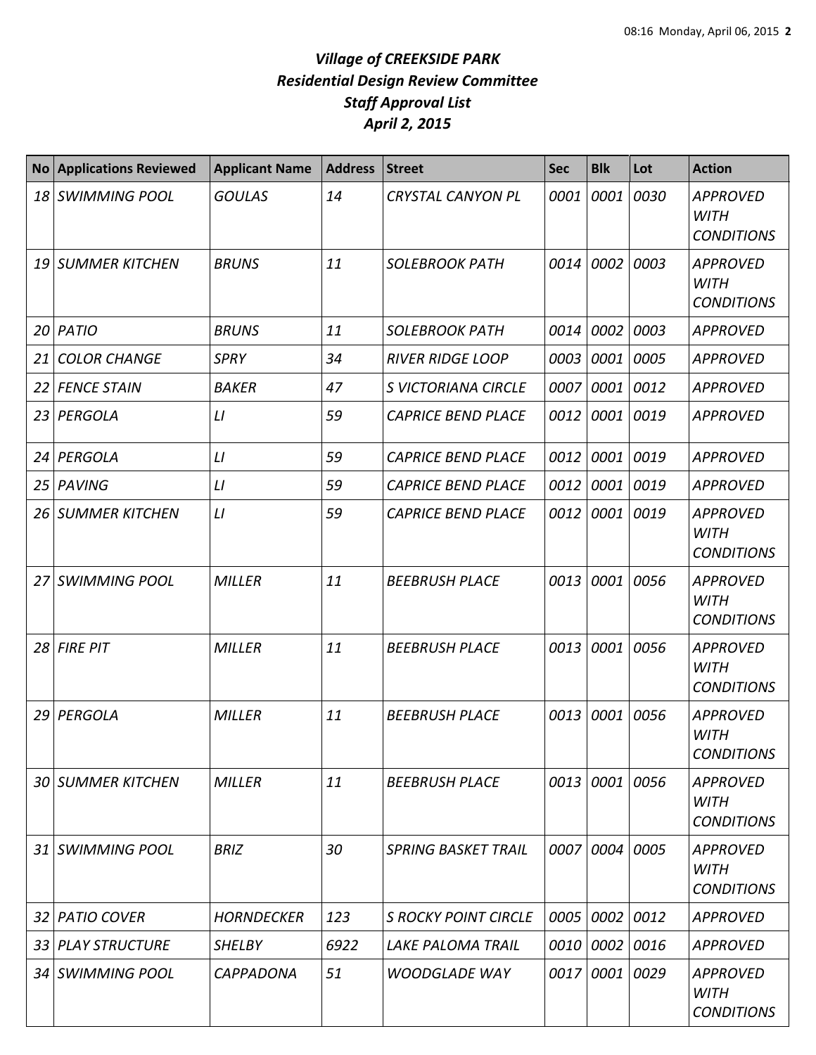# *Village of CREEKSIDE PARK*
## *Residential Design Review Committee*
## *Staff Approval List*
## *April 2, 2015*

| No | Applications Reviewed | Applicant Name | Address | Street | Sec | Blk | Lot | Action |
|---|---|---|---|---|---|---|---|---|
| *18* | *SWIMMING POOL* | *GOULAS* | *14* | *CRYSTAL CANYON PL* | *0001* | *0001* | *0030* | *APPROVED WITH CONDITIONS* |
| *19* | *SUMMER KITCHEN* | *BRUNS* | *11* | *SOLEBROOK PATH* | *0014* | *0002* | *0003* | *APPROVED WITH CONDITIONS* |
| *20* | *PATIO* | *BRUNS* | *11* | *SOLEBROOK PATH* | *0014* | *0002* | *0003* | *APPROVED* |
| *21* | *COLOR CHANGE* | *SPRY* | *34* | *RIVER RIDGE LOOP* | *0003* | *0001* | *0005* | *APPROVED* |
| *22* | *FENCE STAIN* | *BAKER* | *47* | *S VICTORIANA CIRCLE* | *0007* | *0001* | *0012* | *APPROVED* |
| *23* | *PERGOLA* | *LI* | *59* | *CAPRICE BEND PLACE* | *0012* | *0001* | *0019* | *APPROVED* |
| *24* | *PERGOLA* | *LI* | *59* | *CAPRICE BEND PLACE* | *0012* | *0001* | *0019* | *APPROVED* |
| *25* | *PAVING* | *LI* | *59* | *CAPRICE BEND PLACE* | *0012* | *0001* | *0019* | *APPROVED* |
| *26* | *SUMMER KITCHEN* | *LI* | *59* | *CAPRICE BEND PLACE* | *0012* | *0001* | *0019* | *APPROVED WITH CONDITIONS* |
| *27* | *SWIMMING POOL* | *MILLER* | *11* | *BEEBRUSH PLACE* | *0013* | *0001* | *0056* | *APPROVED WITH CONDITIONS* |
| *28* | *FIRE PIT* | *MILLER* | *11* | *BEEBRUSH PLACE* | *0013* | *0001* | *0056* | *APPROVED WITH CONDITIONS* |
| *29* | *PERGOLA* | *MILLER* | *11* | *BEEBRUSH PLACE* | *0013* | *0001* | *0056* | *APPROVED WITH CONDITIONS* |
| *30* | *SUMMER KITCHEN* | *MILLER* | *11* | *BEEBRUSH PLACE* | *0013* | *0001* | *0056* | *APPROVED WITH CONDITIONS* |
| *31* | *SWIMMING POOL* | *BRIZ* | *30* | *SPRING BASKET TRAIL* | *0007* | *0004* | *0005* | *APPROVED WITH CONDITIONS* |
| *32* | *PATIO COVER* | *HORNDECKER* | *123* | *S ROCKY POINT CIRCLE* | *0005* | *0002* | *0012* | *APPROVED* |
| *33* | *PLAY STRUCTURE* | *SHELBY* | *6922* | *LAKE PALOMA TRAIL* | *0010* | *0002* | *0016* | *APPROVED* |
| *34* | *SWIMMING POOL* | *CAPPADONA* | *51* | *WOODGLADE WAY* | *0017* | *0001* | *0029* | *APPROVED WITH CONDITIONS* |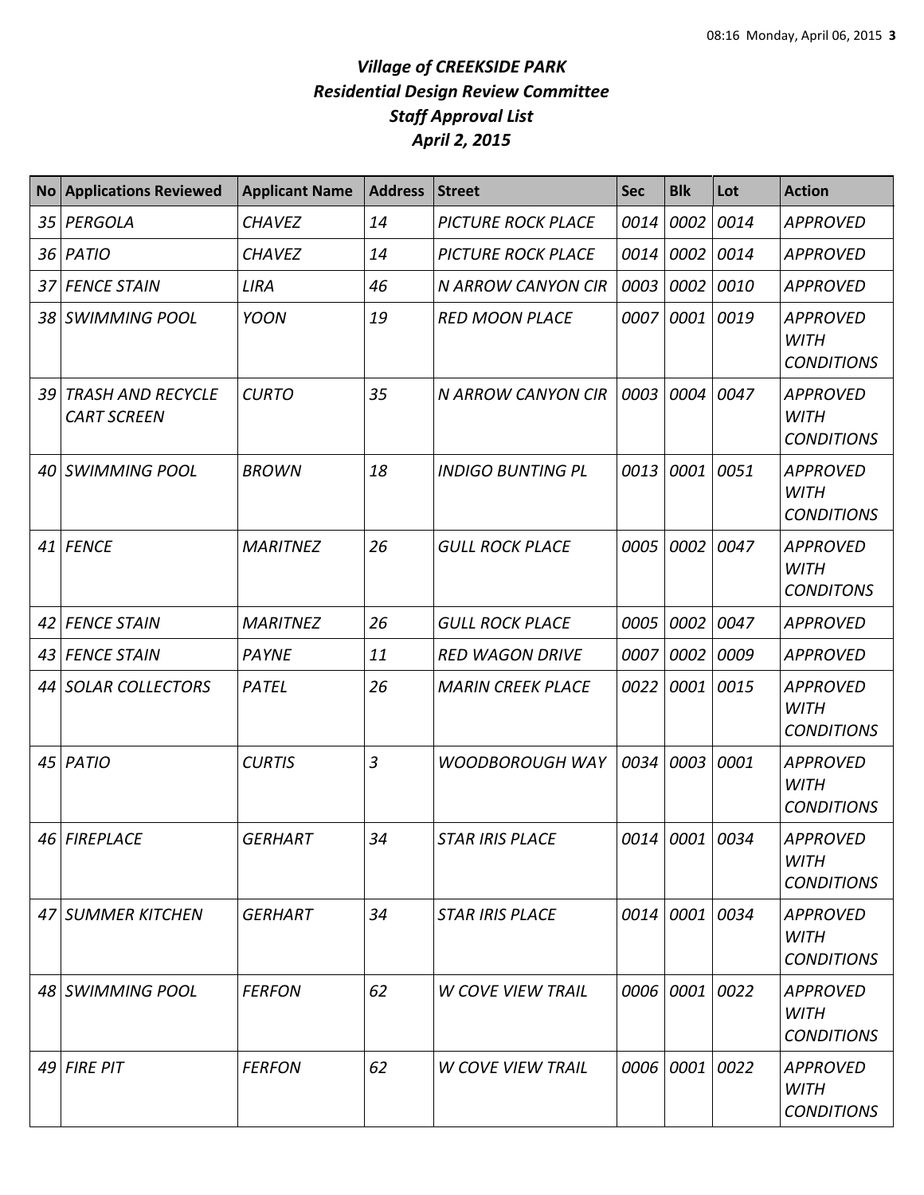# *Village of CREEKSIDE PARK*
## *Residential Design Review Committee*
## *Staff Approval List*
## *April 2, 2015*

| No | Applications Reviewed | Applicant Name | Address | Street | Sec | Blk | Lot | Action |
|---|---|---|---|---|---|---|---|---|
| 35 | PERGOLA | CHAVEZ | 14 | PICTURE ROCK PLACE | 0014 | 0002 | 0014 | APPROVED |
| 36 | PATIO | CHAVEZ | 14 | PICTURE ROCK PLACE | 0014 | 0002 | 0014 | APPROVED |
| 37 | FENCE STAIN | LIRA | 46 | N ARROW CANYON CIR | 0003 | 0002 | 0010 | APPROVED |
| 38 | SWIMMING POOL | YOON | 19 | RED MOON PLACE | 0007 | 0001 | 0019 | APPROVED WITH CONDITIONS |
| 39 | TRASH AND RECYCLE CART SCREEN | CURTO | 35 | N ARROW CANYON CIR | 0003 | 0004 | 0047 | APPROVED WITH CONDITIONS |
| 40 | SWIMMING POOL | BROWN | 18 | INDIGO BUNTING PL | 0013 | 0001 | 0051 | APPROVED WITH CONDITIONS |
| 41 | FENCE | MARITNEZ | 26 | GULL ROCK PLACE | 0005 | 0002 | 0047 | APPROVED WITH CONDITONS |
| 42 | FENCE STAIN | MARITNEZ | 26 | GULL ROCK PLACE | 0005 | 0002 | 0047 | APPROVED |
| 43 | FENCE STAIN | PAYNE | 11 | RED WAGON DRIVE | 0007 | 0002 | 0009 | APPROVED |
| 44 | SOLAR COLLECTORS | PATEL | 26 | MARIN CREEK PLACE | 0022 | 0001 | 0015 | APPROVED WITH CONDITIONS |
| 45 | PATIO | CURTIS | 3 | WOODBOROUGH WAY | 0034 | 0003 | 0001 | APPROVED WITH CONDITIONS |
| 46 | FIREPLACE | GERHART | 34 | STAR IRIS PLACE | 0014 | 0001 | 0034 | APPROVED WITH CONDITIONS |
| 47 | SUMMER KITCHEN | GERHART | 34 | STAR IRIS PLACE | 0014 | 0001 | 0034 | APPROVED WITH CONDITIONS |
| 48 | SWIMMING POOL | FERFON | 62 | W COVE VIEW TRAIL | 0006 | 0001 | 0022 | APPROVED WITH CONDITIONS |
| 49 | FIRE PIT | FERFON | 62 | W COVE VIEW TRAIL | 0006 | 0001 | 0022 | APPROVED WITH CONDITIONS |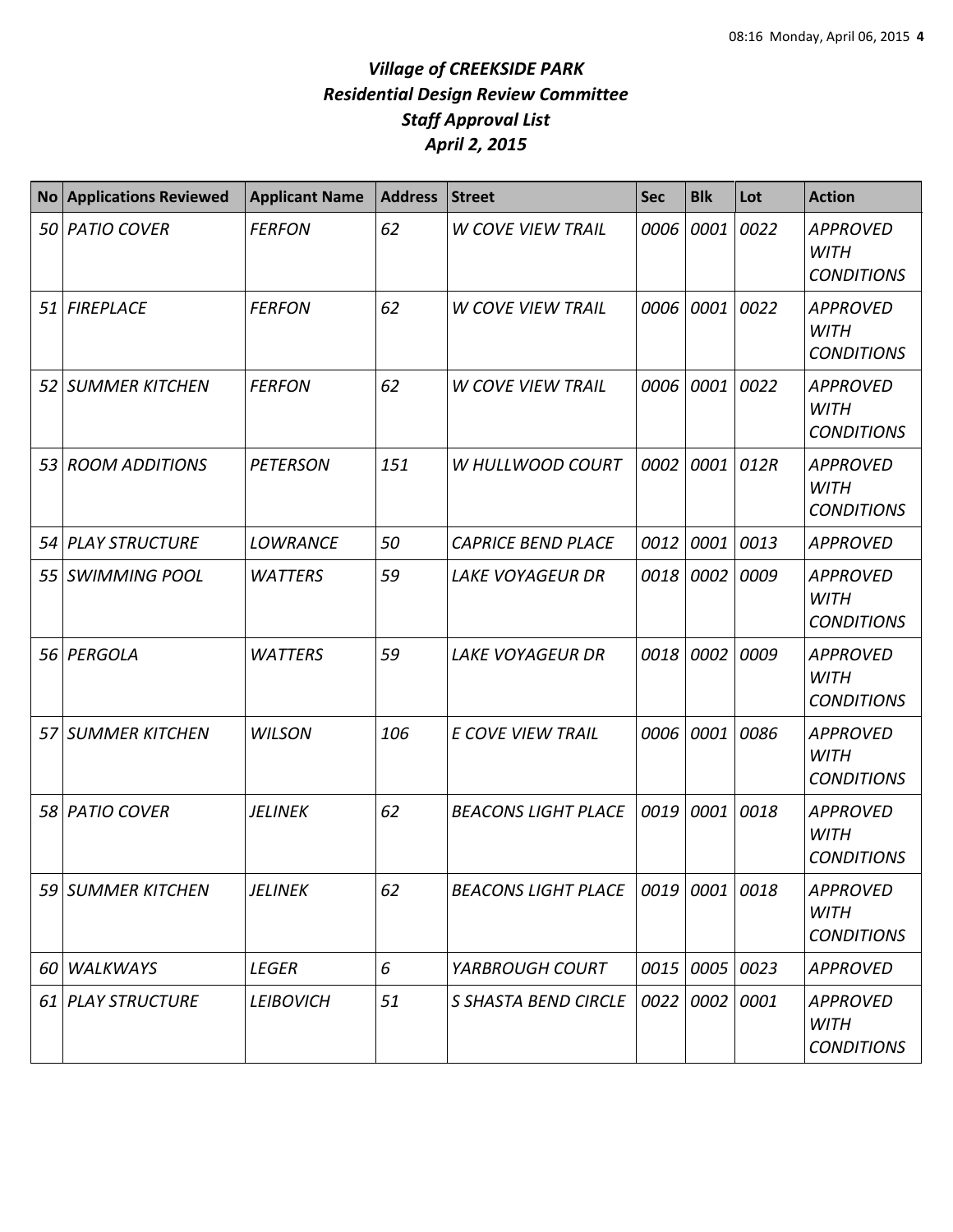# *Village of CREEKSIDE PARK*
## *Residential Design Review Committee*
## *Staff Approval List*
## *April 2, 2015*

| No | Applications Reviewed | Applicant Name | Address | Street | Sec | Blk | Lot | Action |
|---|---|---|---|---|---|---|---|---|
| *50* | *PATIO COVER* | *FERFON* | *62* | *W COVE VIEW TRAIL* | *0006* | *0001* | *0022* | *APPROVED WITH CONDITIONS* |
| *51* | *FIREPLACE* | *FERFON* | *62* | *W COVE VIEW TRAIL* | *0006* | *0001* | *0022* | *APPROVED WITH CONDITIONS* |
| *52* | *SUMMER KITCHEN* | *FERFON* | *62* | *W COVE VIEW TRAIL* | *0006* | *0001* | *0022* | *APPROVED WITH CONDITIONS* |
| *53* | *ROOM ADDITIONS* | *PETERSON* | *151* | *W HULLWOOD COURT* | *0002* | *0001* | *012R* | *APPROVED WITH CONDITIONS* |
| *54* | *PLAY STRUCTURE* | *LOWRANCE* | *50* | *CAPRICE BEND PLACE* | *0012* | *0001* | *0013* | *APPROVED* |
| *55* | *SWIMMING POOL* | *WATTERS* | *59* | *LAKE VOYAGEUR DR* | *0018* | *0002* | *0009* | *APPROVED WITH CONDITIONS* |
| *56* | *PERGOLA* | *WATTERS* | *59* | *LAKE VOYAGEUR DR* | *0018* | *0002* | *0009* | *APPROVED WITH CONDITIONS* |
| *57* | *SUMMER KITCHEN* | *WILSON* | *106* | *E COVE VIEW TRAIL* | *0006* | *0001* | *0086* | *APPROVED WITH CONDITIONS* |
| *58* | *PATIO COVER* | *JELINEK* | *62* | *BEACONS LIGHT PLACE* | *0019* | *0001* | *0018* | *APPROVED WITH CONDITIONS* |
| *59* | *SUMMER KITCHEN* | *JELINEK* | *62* | *BEACONS LIGHT PLACE* | *0019* | *0001* | *0018* | *APPROVED WITH CONDITIONS* |
| *60* | *WALKWAYS* | *LEGER* | *6* | *YARBROUGH COURT* | *0015* | *0005* | *0023* | *APPROVED* |
| *61* | *PLAY STRUCTURE* | *LEIBOVICH* | *51* | *S SHASTA BEND CIRCLE* | *0022* | *0002* | *0001* | *APPROVED WITH CONDITIONS* |